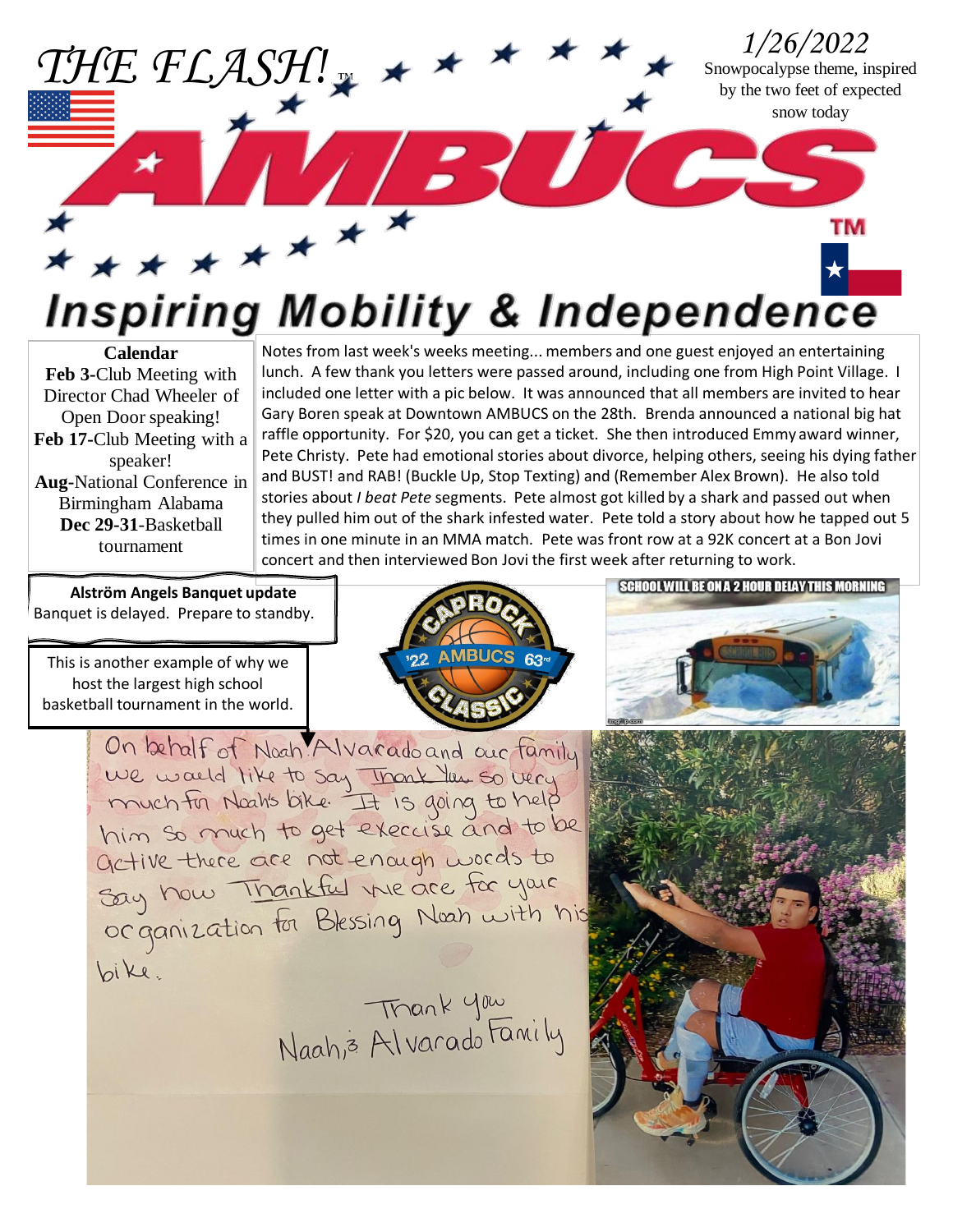# THE FLASH!™

1/26/2022

Snowpocalypse theme, inspired by the two feet of expected snow today

# AMBUCS™

## Inspiring Mobility & Independence

**Calendar**

**Feb 3**-Club Meeting with Director Chad Wheeler of Open Door speaking!

**Feb 17**-Club Meeting with a speaker!

**Aug**-National Conference in Birmingham Alabama

**Dec 29-31**-Basketball tournament

Notes from last week's weeks meeting... members and one guest enjoyed an entertaining lunch. A few thank you letters were passed around, including one from High Point Village. I included one letter with a pic below. It was announced that all members are invited to hear Gary Boren speak at Downtown AMBUCS on the 28th. Brenda announced a national big hat raffle opportunity. For $20, you can get a ticket. She then introduced Emmy award winner, Pete Christy. Pete had emotional stories about divorce, helping others, seeing his dying father and BUST! and RAB! (Buckle Up, Stop Texting) and (Remember Alex Brown). He also told stories about *I beat Pete* segments. Pete almost got killed by a shark and passed out when they pulled him out of the shark infested water. Pete told a story about how he tapped out 5 times in one minute in an MMA match. Pete was front row at a 92K concert at a Bon Jovi concert and then interviewed Bon Jovi the first week after returning to work.

**Alström Angels Banquet update**

Banquet is delayed. Prepare to standby.

This is another example of why we host the largest high school basketball tournament in the world.

CAPROCK '22 AMBUCS 63rd CLASSIC

SCHOOL WILL BE ON A 2 HOUR DELAY THIS MORNING

On behalf of Noah Alvarado and our family we would like to say Thank You so very much for Noah's bike. It is going to help him so much to get exercise and to be active there are not enough words to say how Thankful we are for your organization for Blessing Noah with his bike.

Thank you
Noah's Alvarado Family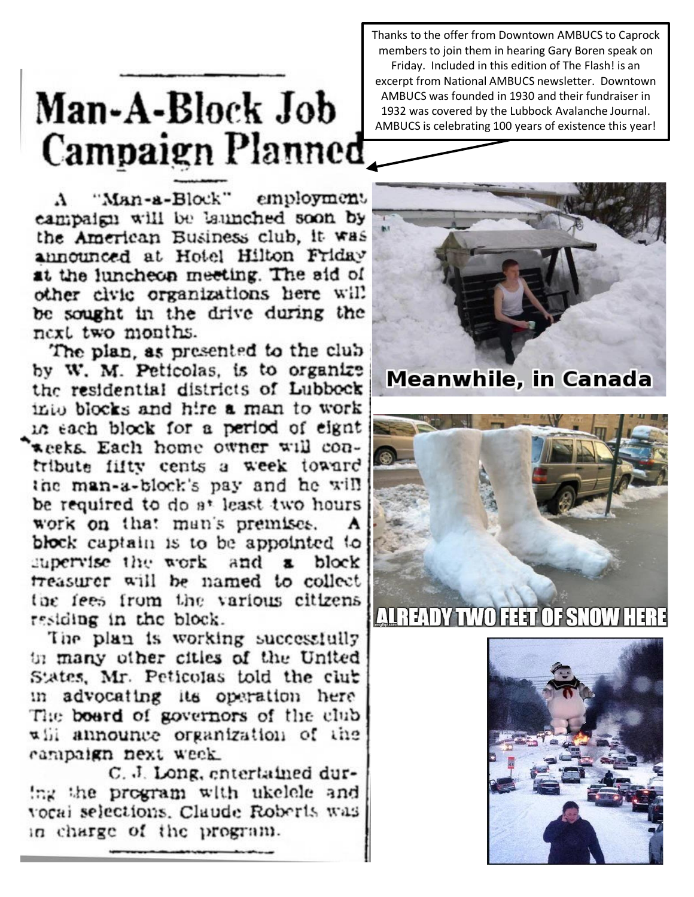Thanks to the offer from Downtown AMBUCS to Caprock members to join them in hearing Gary Boren speak on Friday. Included in this edition of The Flash! is an excerpt from National AMBUCS newsletter. Downtown AMBUCS was founded in 1930 and their fundraiser in 1932 was covered by the Lubbock Avalanche Journal. AMBUCS is celebrating 100 years of existence this year!

# Man-A-Block Job Campaign Planned

A "Man-a-Block" employment campaign will be launched soon by the American Business club, it was announced at Hotel Hilton Friday at the luncheon meeting. The aid of other civic organizations here will be sought in the drive during the next two months.

The plan, as presented to the club by W. M. Peticolas, is to organize the residential districts of Lubbock into blocks and hire a man to work in each block for a period of eight weeks. Each home owner will contribute fifty cents a week toward the man-a-block's pay and he will be required to do at least two hours work on that man's premises. A block captain is to be appointed to supervise the work and a block treasurer will be named to collect the fees from the various citizens residing in the block.

The plan is working successfully in many other cities of the United States, Mr. Peticolas told the club in advocating its operation here. The board of governors of the club will announce organization of the campaign next week.

C. J. Long, entertained during the program with ukelele and vocal selections. Claude Roberts was in charge of the program.

Meanwhile, in Canada

ALREADY TWO FEET OF SNOW HERE